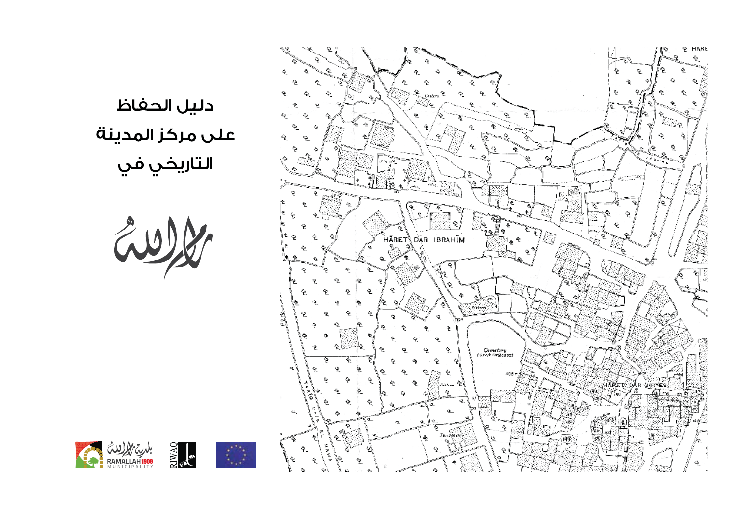# دليل الحفاظ على مركز المدينة التاريخي في

رام الله

HĀRET DĀR IBRAHĪM

Cistern

Cemetery (Greek Orthodox)

HĀRET DĀR SHAYEB

بلدية رام الله

RAMALLAH 1908 MUNICIPALITY

RIWAQ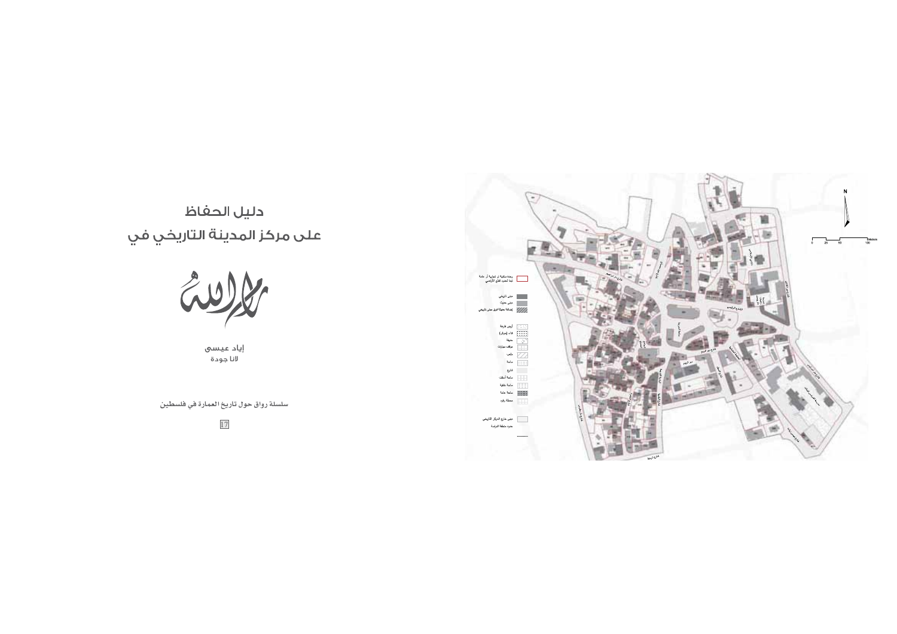# دليل الحفاظ

# على مركز المدينة التاريخي في

# رام الله

**إياد عيسى**

**لانا جودة**

**سلسلة رواق حول تاريخ العمارة في فلسطين**

17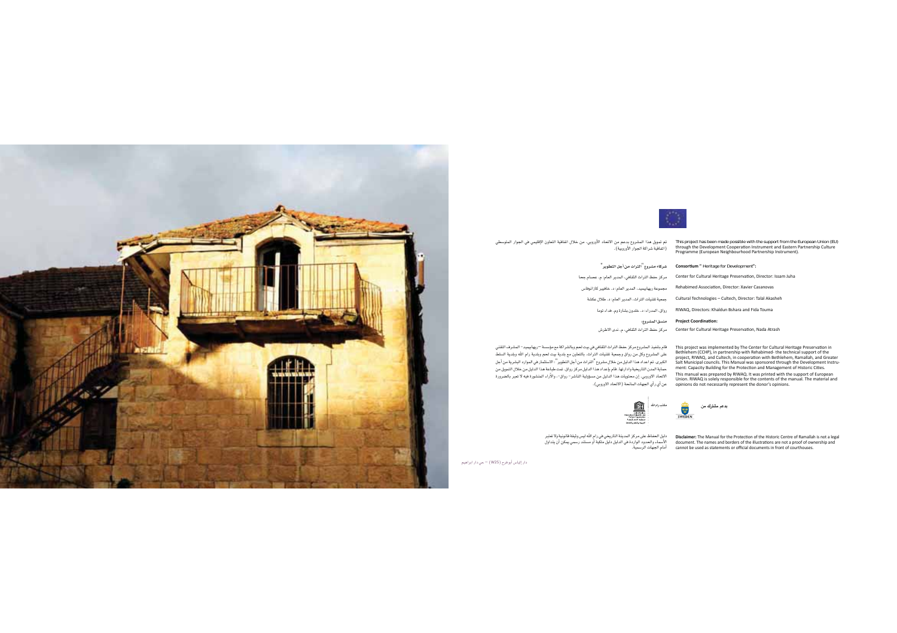This project has been made possible with the support from the European Union (EU) through the Development Cooperation Instrument and Eastern Partnership Culture Programme (European Neighbourhood Partnership Instrument).

تم تمويل هذا المشروع بدعم من الاتحاد الأوروبي، من خلال اتفاقية التعاون الإقليمي في الجوار المتوسطي (اتفاقية شراكة الجوار الأوروبية).

**Consortium " Heritage for Development":**

Center for Cultural Heritage Preservation, Director: Issam Juha

Rehabimed Association, Director: Xavier Casanovas

Cultural Technologies – Cultech, Director: Talal Akasheh

RIWAQ, Directors: Khaldun Bshara and Fida Touma

**Project Coordination:**

Center for Cultural Heritage Preservation, Nada Atrash

**شركاء مشروع "التراث من أجل التطوير":**

مركز حفظ التراث الثقافي، المدير العام: م. عصام جحا

مجموعة ريهابيميد، المدير العام: د. خافيير كازانوفاس

جمعية تقنيات التراث، المدير العام: د. طلال عكاشة

رواق، المدراء: د. خلدون بشارة وم. فداء توما

**منسق المشروع:**

مركز حفظ التراث الثقافي، م. ندى الاطرش

This project was implemented by The Center for Cultural Heritage Preservation in Bethlehem (CCHP), in partnership with Rehabimed- the technical support of the project, RIWAQ, and Cultech, in cooperation with Bethlehem, Ramallah, and Greater Salt Municipal councils. This Manual was sponsored through the Development Instrument: Capacity Building for the Protection and Management of Historic Cities.

This manual was prepared by RIWAQ. It was printed with the support of European Union. RIWAQ is solely responsible for the contents of the manual. The material and opinions do not necessarily represent the donor's opinions.

قام بتنفيذ المشروع مركز حفظ التراث الثقافي في بيت لحم وبالشراكة مع مؤسسة –ريهابيميد– المشرف التقني على المشروع وكل من رواق وجمعية تقنيات التراث، بالتعاون مع بلدية بيت لحم وبلدية رام الله وبلدية السلط الكبرى. تم اعداد هذا الدليل من خلال مشروع "التراث من أجل التطوير": الاستثمار في الموارد البشرية من أجل حماية المدن التاريخية وادارتها. قام بإعداد هذا الدليل مركز رواق. تمت طباعة هذا الدليل من خلال التمويل من الاتحاد الاوروبي. إن محتويات هذا الدليل من مسؤولية الناشر- رواق-. والآراء المنشورة فيه لا تعبر بالضرورة عن أي رأي الجهات المانحة (الاتحاد الاوروبي).

بدعم مشترك من

SWEDEN

مكتب رام الله

**Disclaimer:** The Manual for the Protection of the Historic Centre of Ramallah is not a legal document. The names and borders of the illustrations are not a proof of ownership and cannot be used as statements or official documents in front of courthouses.

دليل الحفاظ على مركز المدينة التاريخي في رام الله ليس وثيقة قانونية ولا تعتبر الأسماء والحدود الواردة في الدليل دليل ملكية أو مستند رسمي يمكن أن يتداول أمام الجهات الرسمية.

دار إلياس أبو طرح (W25) – حي دار ابراهيم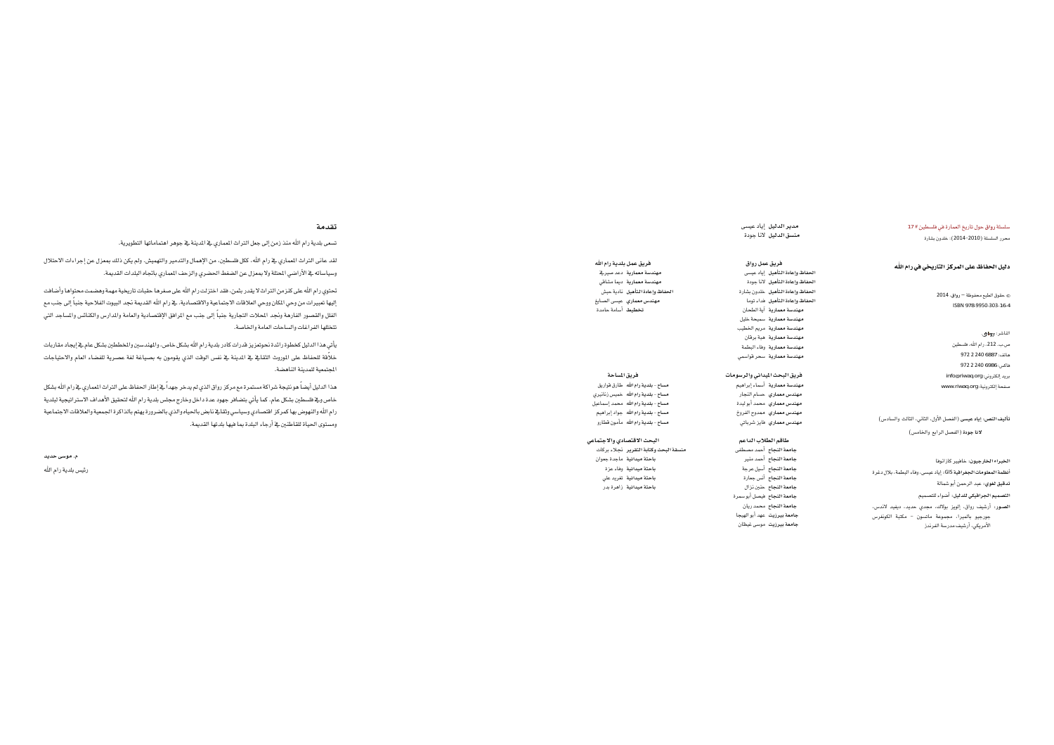سلسلة رواق حول تاريخ العمارة في فلسطين # 17

محرر السلسلة (2010–2014): خلدون بشارة

## دليل الحفاظ على المركز التاريخي في رام الله

© حقوق الطبع محفوظة – رواق، 2014

ISBN 978-9950-303-16-4

الناشر: **رواق**

ص.ب. 212، رام الله، فلسطين

هاتف: 6887 240 2 972

فاكس: 6986 240 2 972

بريد إلكتروني: info@riwaq.org

صفحة إلكترونية: www.riwaq.org

**تأليف النص:** إياد عيسى (الفصل الأول، الثاني، الثالث والسادس)

لانا جودة (الفصل الرابع والخامس)

**الخبراء الخارجيون:** خافيير كازانوفا

**أنظمة المعلومات الجغرافية GIS:** إياد عيسى، وفاء البطمة، بلال دغرة

**تدقيق لغوي:** عبد الرحمن أبو شمالة

**التصميم الجرافيكي للدليل:** أضواء للتصميم

**الصور:** أرشيف رواق، إليوز بولاك، مجدي حديد، ديفيد لاندس، جورجيو بالميرا، مجموعة ماتسون – مكتبة الكونغرس الأمريكي، أرشيف مدرسة الفرندز

**مدير الدليل** إياد عيسى

**منسق الدليل** لانا جودة

**فريق عمل رواق**

**الحفاظ وإعادة التأهيل** إياد عيسى

**الحفاظ وإعادة التأهيل** لانا جودة

**الحفاظ وإعادة التأهيل** خلدون بشارة

**الحفاظ وإعادة التأهيل** هداء توما

**مهندسة معمارية** آية الطحان

**مهندسة معمارية** سميحة خليل

**مهندسة معمارية** مريم الخطيب

**مهندسة معمارية** هبة برقان

**مهندسة معمارية** وفاء البطمة

**مهندسة معمارية** سحر قواسمي

**فريق عمل بلدية رام الله**

**مهندسة معمارية** دعد صبري

**مهندسة معمارية** ديما مشاقي

**الحفاظ وإعادة التأهيل** نادية حبش

**مهندس معماري** عيسى الصايغ

**تخطيط** أسامة حامدة

**فريق البحث الميداني والرسومات**

**مهندسة معمارية** أسماء إبراهيم

**مهندس معماري** حسام النجار

**مهندس معماري** محمد أبو لبدة

**مهندس معماري** ممدوح الشروخ

**مهندس معماري** فايز شرباتي

**فريق المساحة**

**مساح – بلدية رام الله** طارق قواريق

**مساح – بلدية رام الله** خميس زنانيري

**مساح – بلدية رام الله** محمد إسماعيل

**مساح – بلدية رام الله** جواد إبراهيم

**مساح – بلدية رام الله** مأمون قطارو

**طاقم الطلاب الداعم**

**جامعة النجاح** أحمد مصطفى

**جامعة النجاح** أحمد منير

**جامعة النجاح** أسيل عرجة

**جامعة النجاح** أنس جمارة

**جامعة النجاح** حنين نزال

**جامعة النجاح** فيصل أبو سمرة

**جامعة النجاح** محمد ريان

**جامعة بيرزيت** عهد أبو الهيجا

**جامعة بيرزيت** موسى غيظان

**البحث الاقتصادي والاجتماعي**

**منسقة البحث وكتابة التقرير** نجلاء بركات

**باحثة ميدانية** ماجدة جعوان

**باحثة ميدانية** وفاء عزة

**باحثة ميدانية** تغريد علي

**باحثة ميدانية** زاهرة بدر

## تقدمة

تسعى بلدية رام الله منذ زمن إلى جعل التراث المعماري في المدينة في جوهر اهتماماتها التطويرية.

لقد عانى التراث المعماري في رام الله، ككل فلسطين، من الإهمال والتدمير والتهميش. ولم يكن ذلك بمعزل عن إجراءات الاحتلال وسياساته في الأراضي المحتلة ولا بمعزل عن الضغط الحضري والزحف المعماري باتجاه البلدات القديمة.

تحتوي رام الله على كنز من التراث لا يقدر بثمن، فقد اختزلت رام الله على صغرها حقبات تاريخية مهمة وهضمت محتواها وأضافت إليها تعبيرات من وحي المكان ووحي العلاقات الاجتماعية والاقتصادية. في رام الله القديمة تجد البيوت الفلاحية جنباً إلى جنب مع الفلل والقصور الفارهة وتجد المحلات التجارية جنباً إلى جنب مع المرافق الإقتصادية والعامة والمدارس والكنائس والمساجد التي تتخللها الفراغات والساحات العامة والخاصة.

يأتي هذا الدليل كخطوة رائدة نحو تعزيز قدرات كادر بلدية رام الله بشكل خاص، والمهندسين والمخططين بشكل عام في إيجاد مقاربات خلاّقة للحفاظ على الموروث الثقافي في المدينة في نفس الوقت الذي يقومون به بصياغة لغة عصرية للفضاء العام والاحتياجات المجتمعية للمدينة الناهضة.

هذا الدليل أيضاً هو نتيجة شراكة مستمرة مع مركز رواق الذي لم يدخر جهداً في إطار الحفاظ على التراث المعماري في رام الله بشكل خاص وفي فلسطين بشكل عام. كما يأتي بتضافر جهود عدة داخل وخارج مجلس بلدية رام الله لتحقيق الأهداف الاستراتيجية لبلدية رام الله والنهوض بها كمركز اقتصادي وسياسي وثقافي نابض بالحياة والذي بالضرورة يهتم بالذاكرة الجمعية والعلاقات الاجتماعية ومستوى الحياة للقاطنين في أرجاء البلدة بما فيها بلدتها القديمة.

**م. موسى حديد**

رئيس بلدية رام الله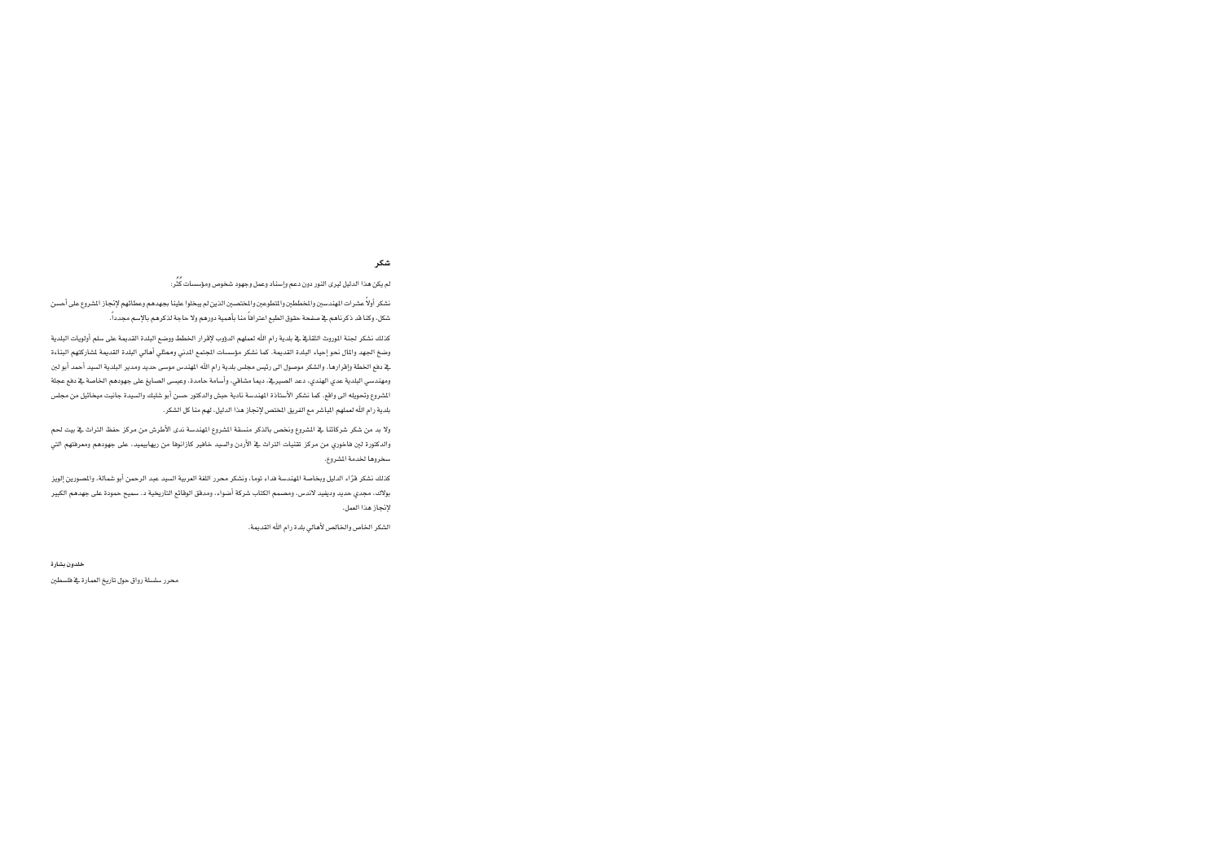## شكر

لم يكن هذا الدليل ليرى النور دون دعم وإسناد وعمل وجهود شخوص ومؤسسات كُثُر:

نشكر أولاً عشرات المهندسين والمخططين والمتطوعين والمختصين الذين لم يبخلوا علينا بجهدهم وعطائهم لإنجاز المشروع على أحسن شكل، وكنا قد ذكرناهم في صفحة حقوق الطبع اعترافاً منا بأهمية دورهم ولا حاجة لذكرهم بالإسم مجدداً.

كذلك نشكر لجنة الموروث الثقافي في بلدية رام الله لعملهم الدؤوب لإقرار الخطط ووضع البلدة القديمة على سلم أولويات البلدية وضخ الجهد والمال نحو إحياء البلدة القديمة. كما نشكر مؤسسات المجتمع المدني وممثلي أهالي البلدة القديمة لمشاركتهم البناءة في دفع الخطة وإقرارها. والشكر موصول الى رئيس مجلس بلدية رام الله المهندس موسى حديد ومدير البلدية السيد أحمد أبو لبن ومهندسي البلدية عدي الهندي، دعد الصبيري، ديما مشاقي، وأسامة حامدة، وعيسى الصايغ على جهودهم الخاصة في دفع عجلة المشروع وتحويله الى واقع. كما نشكر الأستاذة المهندسة نادية حبش والدكتور حسن أبو شلبك والسيدة جانيت ميخائيل من مجلس بلدية رام الله لعملهم المباشر مع الفريق المختص لإنجاز هذا الدليل. لهم منا كل الشكر.

ولا بد من شكر شركائنا في المشروع ونخص بالذكر منسقة المشروع المهندسة ندى الأطرش من مركز حفظ التراث في بيت لحم والدكتورة لين فاخوري من مركز تقنيات التراث في الأردن والسيد خافير كازانوفا من ريهابيميد، على جهودهم ومعرفتهم التي سخروها لخدمة المشروع.

كذلك نشكر قرّاء الدليل وبخاصة المهندسة فداء توما، ونشكر محرر اللغة العربية السيد عبد الرحمن أبو شمالة، والمصورين إليويز بولاك، مجدي حديد وديفيد لاندس، ومصمم الكتاب شركة أضواء، ومدقق الوقائع التاريخية د. سميح حمودة على جهدهم الكبير لانجاز هذا العمل.

الشكر الخاص والخالص لأهالي بلدة رام الله القديمة.

**خلدون بشارة**

محرر سلسلة رواق حول تاريخ العمارة في فلسطين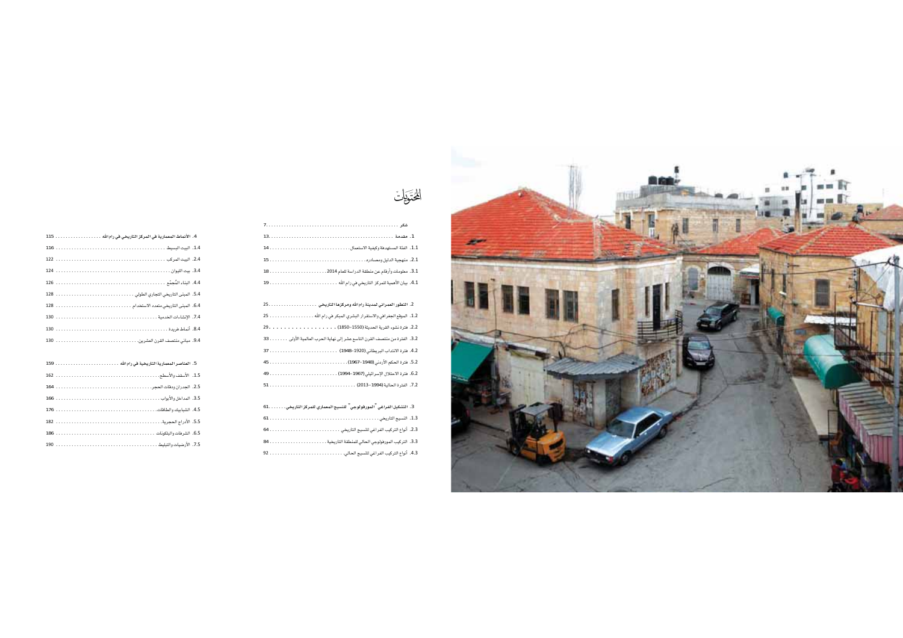# المحتويات

شكر ........ 7

1. مقدمة ........ 13
- 1.1. الفئة المستهدفة وكيفية الاستعمال ........ 14
- 2.1. منهجية الدليل ومصادره ........ 15
- 3.1. معلومات وأرقام عن منطقة الدراسة للعام 2014 ........ 18
- 4.1. بيان الأهمية للمركز التاريخي في رام الله ........ 19

2. التطور العمراني لمدينة رام الله ومركزها التاريخي ........ 25
- 1.2. الموقع الجغرافي والاستقرار البشري المبكر في رام الله ........ 25
- 2.2. فترة نشوء القرية الحديثة (1550–1850) ........ 29
- 3.2. الفترة من منتصف القرن التاسع عشر إلى نهاية الحرب العالمية الأولى ........ 33
- 4.2. فترة الانتداب البريطاني (1920–1948) ........ 37
- 5.2. فترة الحكم الأردني (1948–1967) ........ 45
- 6.2. فترة الاحتلال الإسرائيلي (1967–1994) ........ 49
- 7.2. الفترة الحالية (1994–2013) ........ 51

3. التشكيل الفراغي "المورفولوجي" للنسيج المعماري للمركز التاريخي ........ 61
- 1.3. النسيج التاريخي ........ 61
- 2.3. أنواع التركيب الفراغي للنسيج التاريخي ........ 64
- 3.3. التركيب المورفولوجي الحالي للمنطقة التاريخية ........ 84
- 4.3. أنواع التركيب الفراغي للنسيج الحالي ........ 92

4. الأنماط المعمارية في المركز التاريخي في رام الله ........ 115
- 1.4. البيت البسيط ........ 116
- 2.4. البيت المركب ........ 122
- 3.4. بيت الليوان ........ 124
- 4.4. البناء المُجمّع ........ 126
- 5.4. المبنى التاريخي التجاري الطولي ........ 128
- 6.4. المبنى التاريخي متعدد الاستخدام ........ 128
- 7.4. الإنشاءات الخدمية ........ 130
- 8.4. أنماط فريدة ........ 130
- 9.4. مباني منتصف القرن العشرين ........ 130

5. العناصر المعمارية التاريخية في رام الله ........ 159
- 1.5. الأسقف والأسطح ........ 162
- 2.5. الجدران ودقات الحجر ........ 164
- 3.5. المداخل والأبواب ........ 166
- 4.5. الشبابيك والطاقات ........ 176
- 5.5. الأدراج الحجرية ........ 182
- 6.5. الشرفات والبلكونات ........ 186
- 7.5. الأرضيات والتبليط ........ 190